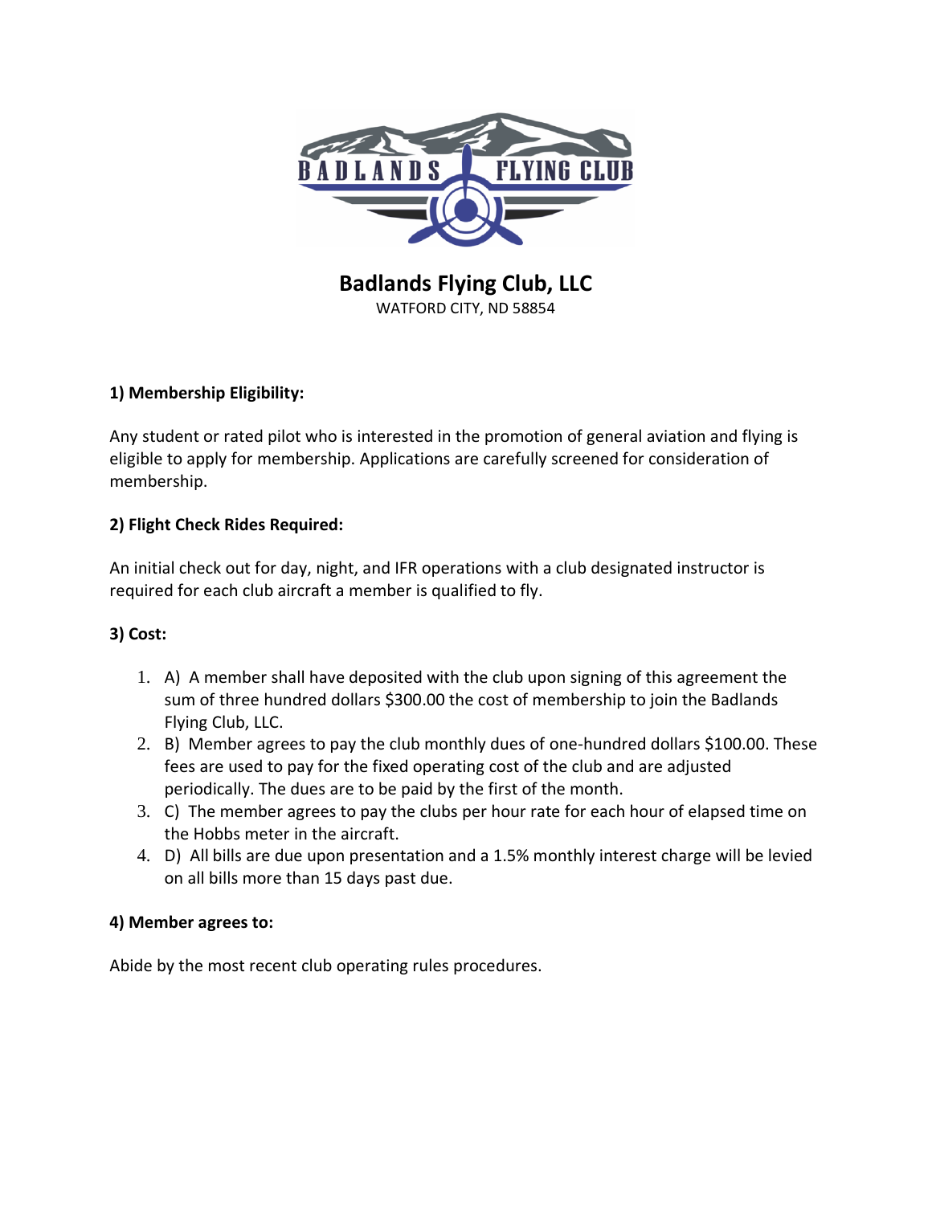# Badlands Flying Club, LLC

WATFORD CITY, ND 58854

**1) Membership Eligibility:**

Any student or rated pilot who is interested in the promotion of general aviation and flying is eligible to apply for membership. Applications are carefully screened for consideration of membership.

**2) Flight Check Rides Required:**

An initial check out for day, night, and IFR operations with a club designated instructor is required for each club aircraft a member is qualified to fly.

**3) Cost:**

1. A) A member shall have deposited with the club upon signing of this agreement the sum of three hundred dollars $300.00 the cost of membership to join the Badlands Flying Club, LLC.
2. B) Member agrees to pay the club monthly dues of one-hundred dollars $100.00. These fees are used to pay for the fixed operating cost of the club and are adjusted periodically. The dues are to be paid by the first of the month.
3. C) The member agrees to pay the clubs per hour rate for each hour of elapsed time on the Hobbs meter in the aircraft.
4. D) All bills are due upon presentation and a 1.5% monthly interest charge will be levied on all bills more than 15 days past due.

**4) Member agrees to:**

Abide by the most recent club operating rules procedures.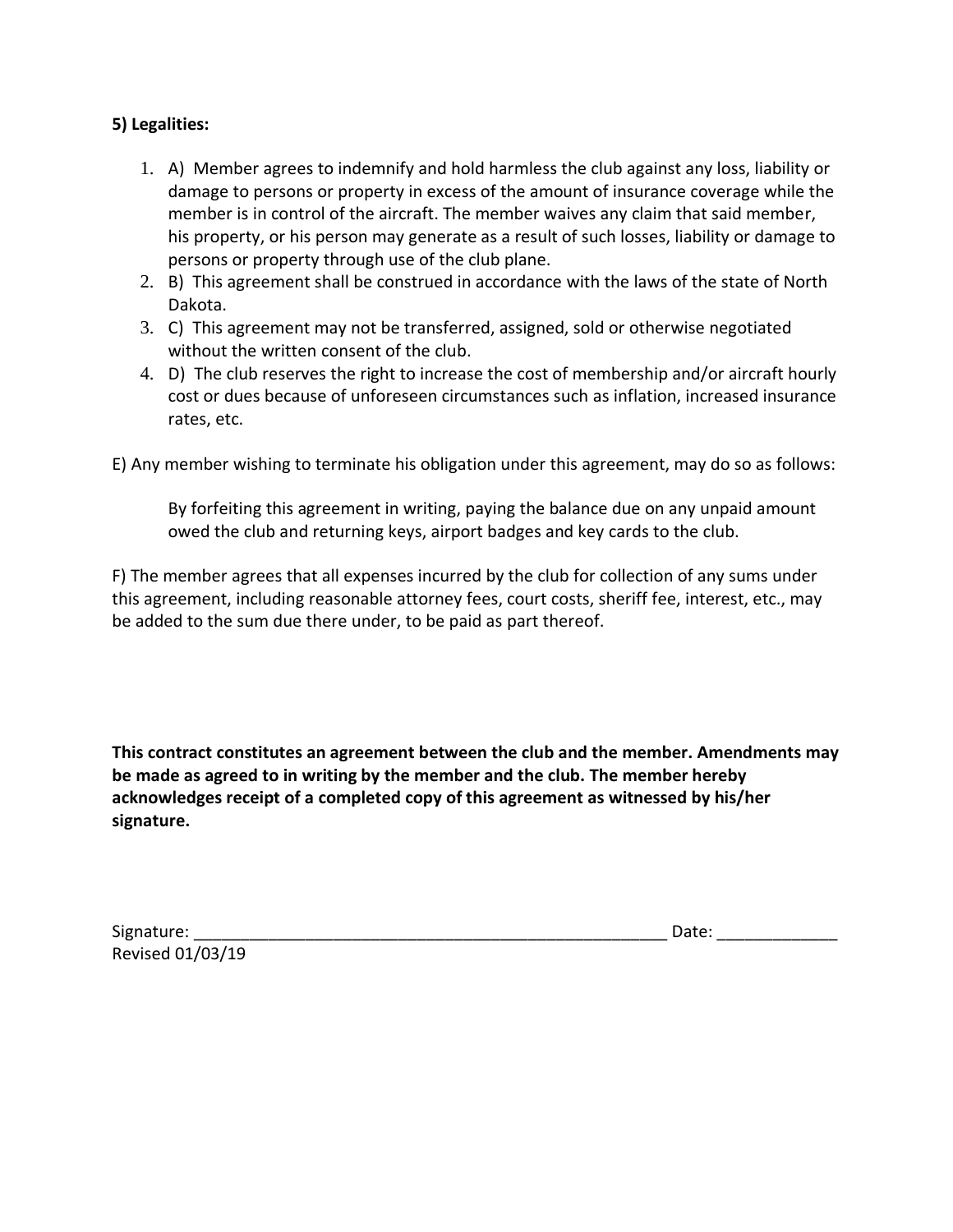**5) Legalities:**

1. A) Member agrees to indemnify and hold harmless the club against any loss, liability or damage to persons or property in excess of the amount of insurance coverage while the member is in control of the aircraft. The member waives any claim that said member, his property, or his person may generate as a result of such losses, liability or damage to persons or property through use of the club plane.
2. B) This agreement shall be construed in accordance with the laws of the state of North Dakota.
3. C) This agreement may not be transferred, assigned, sold or otherwise negotiated without the written consent of the club.
4. D) The club reserves the right to increase the cost of membership and/or aircraft hourly cost or dues because of unforeseen circumstances such as inflation, increased insurance rates, etc.

E) Any member wishing to terminate his obligation under this agreement, may do so as follows:

> By forfeiting this agreement in writing, paying the balance due on any unpaid amount owed the club and returning keys, airport badges and key cards to the club.

F) The member agrees that all expenses incurred by the club for collection of any sums under this agreement, including reasonable attorney fees, court costs, sheriff fee, interest, etc., may be added to the sum due there under, to be paid as part thereof.

**This contract constitutes an agreement between the club and the member. Amendments may be made as agreed to in writing by the member and the club. The member hereby acknowledges receipt of a completed copy of this agreement as witnessed by his/her signature.**

Signature: _____________________________________________________ Date: _____________

Revised 01/03/19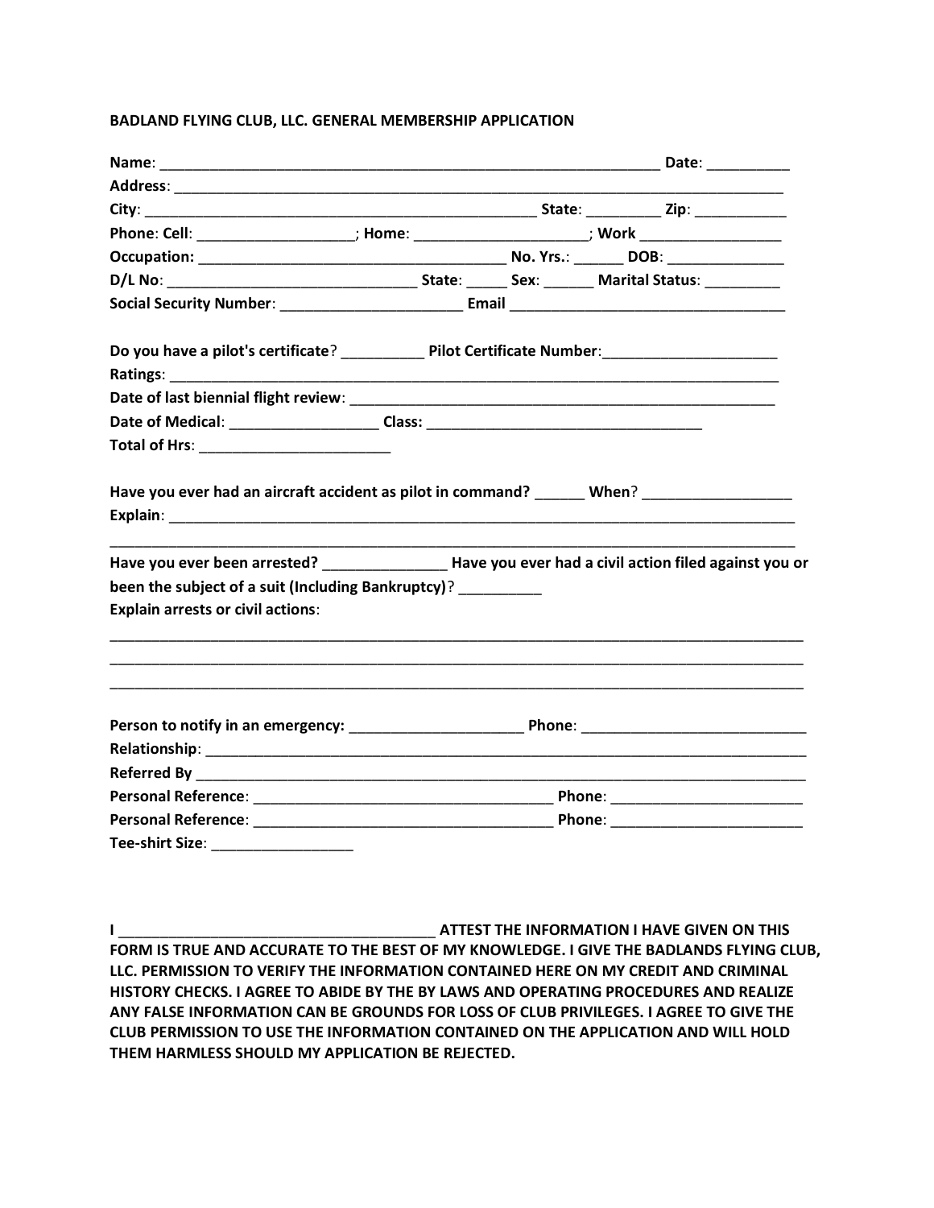**BADLAND FLYING CLUB, LLC. GENERAL MEMBERSHIP APPLICATION**

**Name**: _______________________________________________________________ **Date**: __________

**Address**: ___________________________________________________________________________

**City**: _________________________________________________ **State**: _________ **Zip**: ___________

**Phone**: **Cell**: ___________________; **Home**: ____________________; **Work** _________________

**Occupation:** _______________________________________ **No. Yrs.**: ______ **DOB**: ______________

**D/L No**: ______________________________ **State**: _____ **Sex**: ______ **Marital Status**: _________

**Social Security Number**: ______________________ **Email** __________________________________

**Do you have a pilot's certificate**? __________ **Pilot Certificate Number**:_____________________

**Ratings**: ____________________________________________________________________________

**Date of last biennial flight review**: _____________________________________________________

**Date of Medical**: __________________ **Class**: _________________________________

**Total of Hrs**: _______________________

**Have you ever had an aircraft accident as pilot in command?** ______ **When**? _________________

**Explain**: ______________________________________________________________________________

___________________________________________________________________________________

**Have you ever been arrested?** ______________ **Have you ever had a civil action filed against you or been the subject of a suit (Including Bankruptcy)**? __________

**Explain arrests or civil actions**:

___________________________________________________________________________________

___________________________________________________________________________________

___________________________________________________________________________________

**Person to notify in an emergency:** _____________________ **Phone**: ___________________________

**Relationship**: ____________________________________________________________________________

**Referred By** _____________________________________________________________________________

**Personal Reference**: ____________________________________ **Phone**: _______________________

**Personal Reference**: ____________________________________ **Phone**: _______________________

**Tee-shirt Size**: _________________

**I _____________________________________ ATTEST THE INFORMATION I HAVE GIVEN ON THIS FORM IS TRUE AND ACCURATE TO THE BEST OF MY KNOWLEDGE. I GIVE THE BADLANDS FLYING CLUB, LLC. PERMISSION TO VERIFY THE INFORMATION CONTAINED HERE ON MY CREDIT AND CRIMINAL HISTORY CHECKS. I AGREE TO ABIDE BY THE BY LAWS AND OPERATING PROCEDURES AND REALIZE ANY FALSE INFORMATION CAN BE GROUNDS FOR LOSS OF CLUB PRIVILEGES. I AGREE TO GIVE THE CLUB PERMISSION TO USE THE INFORMATION CONTAINED ON THE APPLICATION AND WILL HOLD THEM HARMLESS SHOULD MY APPLICATION BE REJECTED.**